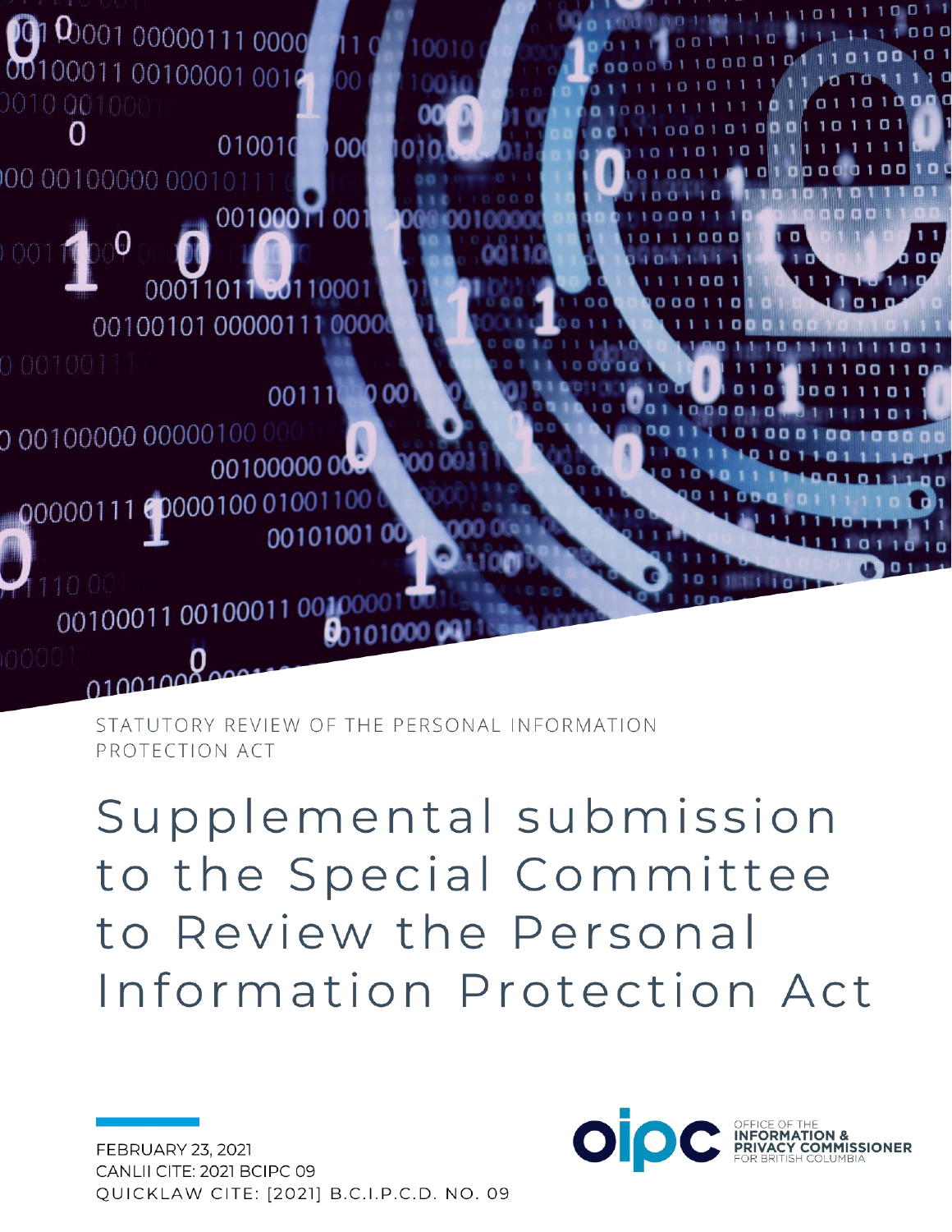STATUTORY REVIEW OF THE PERSONAL INFORMATION PROTECTION ACT

# Supplemental submission to the Special Committee to Review the Personal Information Protection Act

FEBRUARY 23, 2021
CANLII CITE: 2021 BCIPC 09
QUICKLAW CITE: [2021] B.C.I.P.C.D. NO. 09

OFFICE OF THE INFORMATION & PRIVACY COMMISSIONER FOR BRITISH COLUMBIA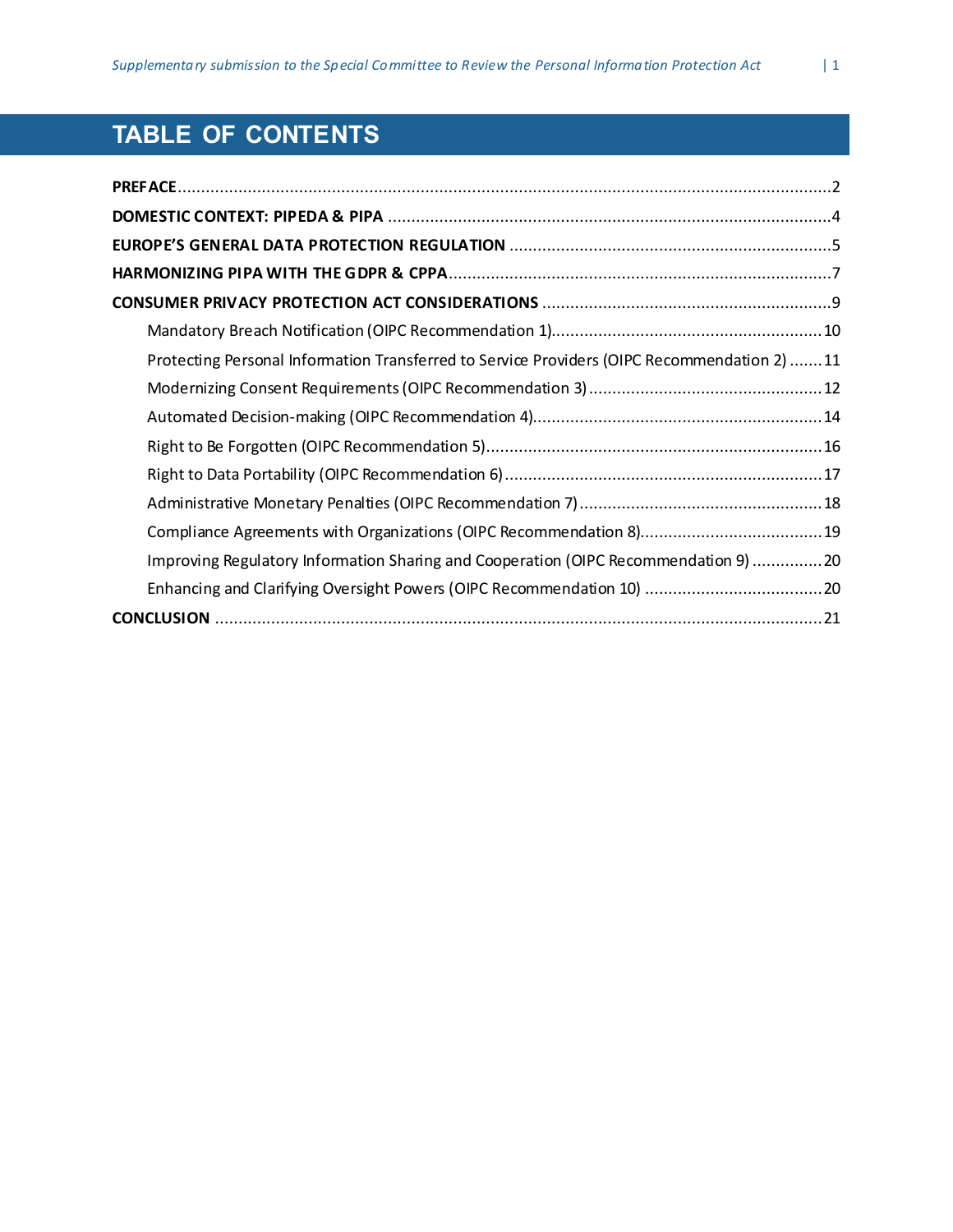# TABLE OF CONTENTS

**PREFACE** .......... 2

**DOMESTIC CONTEXT: PIPEDA & PIPA** .......... 4

**EUROPE'S GENERAL DATA PROTECTION REGULATION** .......... 5

**HARMONIZING PIPA WITH THE GDPR & CPPA** .......... 7

**CONSUMER PRIVACY PROTECTION ACT CONSIDERATIONS** .......... 9

- Mandatory Breach Notification (OIPC Recommendation 1) .......... 10
- Protecting Personal Information Transferred to Service Providers (OIPC Recommendation 2) .......... 11
- Modernizing Consent Requirements (OIPC Recommendation 3) .......... 12
- Automated Decision-making (OIPC Recommendation 4) .......... 14
- Right to Be Forgotten (OIPC Recommendation 5) .......... 16
- Right to Data Portability (OIPC Recommendation 6) .......... 17
- Administrative Monetary Penalties (OIPC Recommendation 7) .......... 18
- Compliance Agreements with Organizations (OIPC Recommendation 8) .......... 19
- Improving Regulatory Information Sharing and Cooperation (OIPC Recommendation 9) .......... 20
- Enhancing and Clarifying Oversight Powers (OIPC Recommendation 10) .......... 20

**CONCLUSION** .......... 21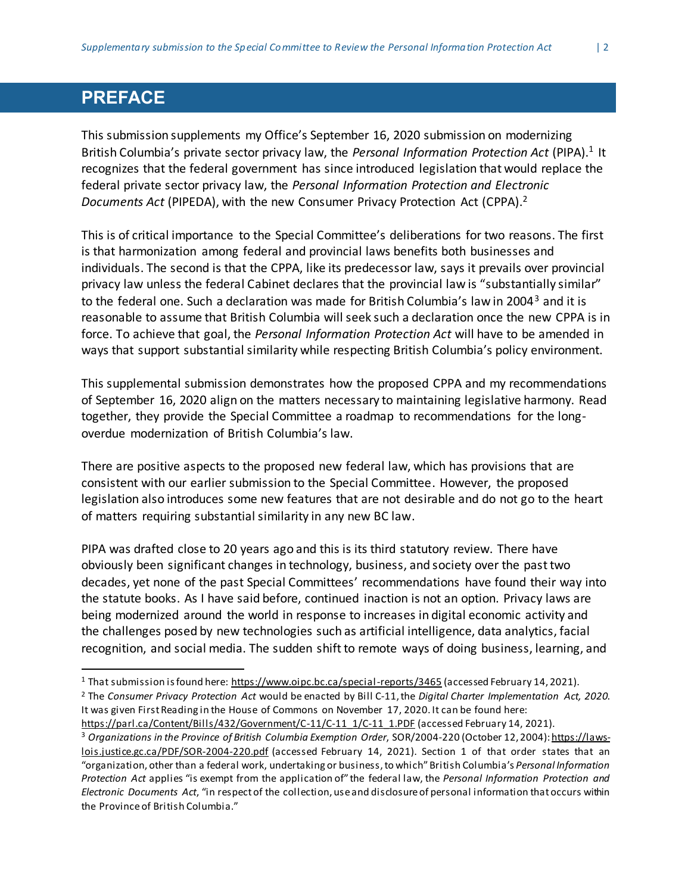# PREFACE

This submission supplements my Office's September 16, 2020 submission on modernizing British Columbia's private sector privacy law, the *Personal Information Protection Act* (PIPA).[1] It recognizes that the federal government has since introduced legislation that would replace the federal private sector privacy law, the *Personal Information Protection and Electronic Documents Act* (PIPEDA), with the new Consumer Privacy Protection Act (CPPA).[2]

This is of critical importance to the Special Committee's deliberations for two reasons. The first is that harmonization among federal and provincial laws benefits both businesses and individuals. The second is that the CPPA, like its predecessor law, says it prevails over provincial privacy law unless the federal Cabinet declares that the provincial law is "substantially similar" to the federal one. Such a declaration was made for British Columbia's law in 2004[3] and it is reasonable to assume that British Columbia will seek such a declaration once the new CPPA is in force. To achieve that goal, the *Personal Information Protection Act* will have to be amended in ways that support substantial similarity while respecting British Columbia's policy environment.

This supplemental submission demonstrates how the proposed CPPA and my recommendations of September 16, 2020 align on the matters necessary to maintaining legislative harmony. Read together, they provide the Special Committee a roadmap to recommendations for the long-overdue modernization of British Columbia's law.

There are positive aspects to the proposed new federal law, which has provisions that are consistent with our earlier submission to the Special Committee. However, the proposed legislation also introduces some new features that are not desirable and do not go to the heart of matters requiring substantial similarity in any new BC law.

PIPA was drafted close to 20 years ago and this is its third statutory review. There have obviously been significant changes in technology, business, and society over the past two decades, yet none of the past Special Committees' recommendations have found their way into the statute books. As I have said before, continued inaction is not an option. Privacy laws are being modernized around the world in response to increases in digital economic activity and the challenges posed by new technologies such as artificial intelligence, data analytics, facial recognition, and social media. The sudden shift to remote ways of doing business, learning, and

---

[1] That submission is found here: https://www.oipc.bc.ca/special-reports/3465 (accessed February 14, 2021).

[2] The *Consumer Privacy Protection Act* would be enacted by Bill C-11, the *Digital Charter Implementation Act, 2020*. It was given First Reading in the House of Commons on November 17, 2020. It can be found here: https://parl.ca/Content/Bills/432/Government/C-11/C-11_1/C-11_1.PDF (accessed February 14, 2021).

[3] *Organizations in the Province of British Columbia Exemption Order*, SOR/2004-220 (October 12, 2004): https://laws-lois.justice.gc.ca/PDF/SOR-2004-220.pdf (accessed February 14, 2021). Section 1 of that order states that an "organization, other than a federal work, undertaking or business, to which" British Columbia's *Personal Information Protection Act* applies "is exempt from the application of" the federal law, the *Personal Information Protection and Electronic Documents Act*, "in respect of the collection, use and disclosure of personal information that occurs within the Province of British Columbia."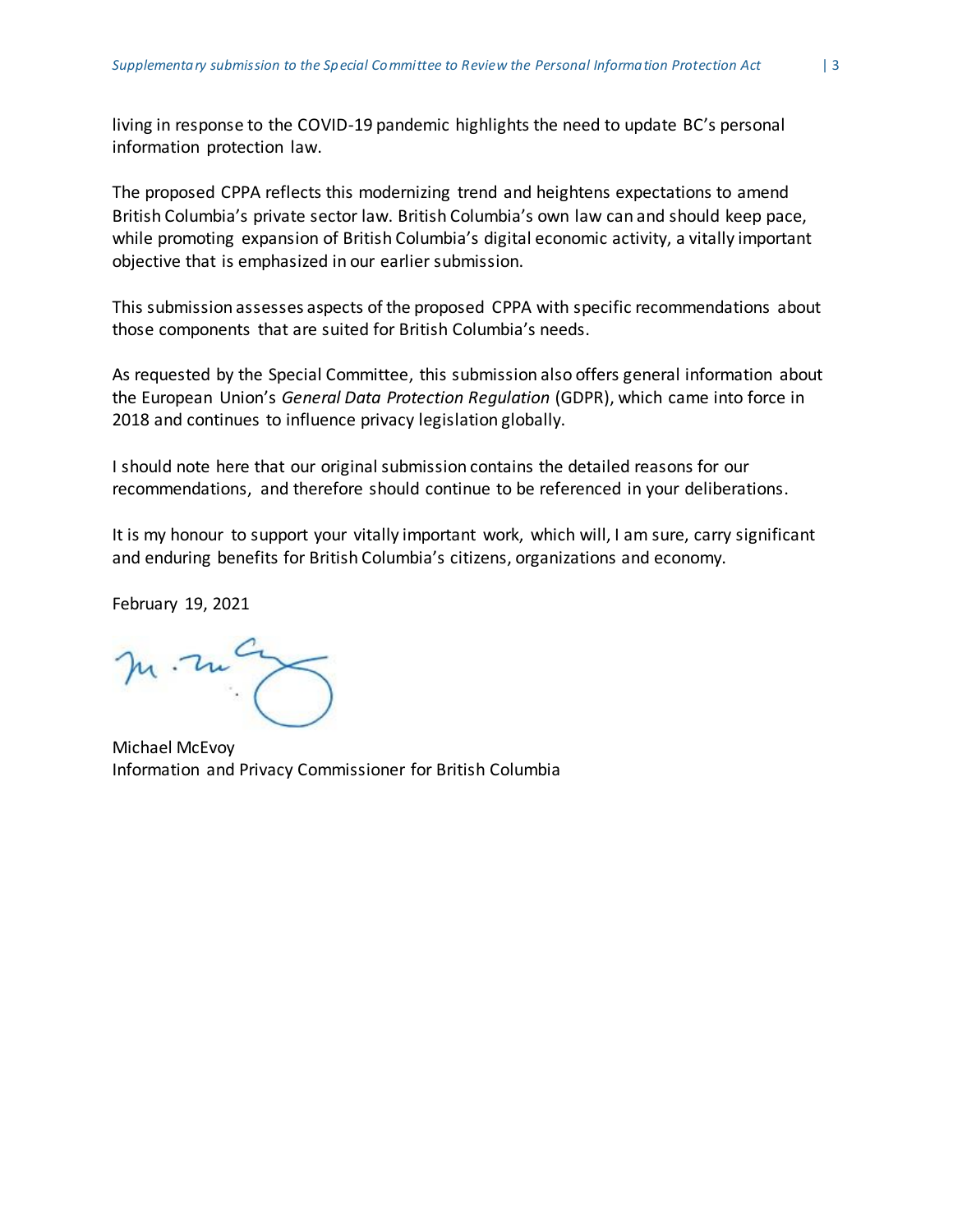living in response to the COVID-19 pandemic highlights the need to update BC's personal information protection law.

The proposed CPPA reflects this modernizing trend and heightens expectations to amend British Columbia's private sector law. British Columbia's own law can and should keep pace, while promoting expansion of British Columbia's digital economic activity, a vitally important objective that is emphasized in our earlier submission.

This submission assesses aspects of the proposed CPPA with specific recommendations about those components that are suited for British Columbia's needs.

As requested by the Special Committee, this submission also offers general information about the European Union's *General Data Protection Regulation* (GDPR), which came into force in 2018 and continues to influence privacy legislation globally.

I should note here that our original submission contains the detailed reasons for our recommendations, and therefore should continue to be referenced in your deliberations.

It is my honour to support your vitally important work, which will, I am sure, carry significant and enduring benefits for British Columbia's citizens, organizations and economy.

February 19, 2021

Michael McEvoy
Information and Privacy Commissioner for British Columbia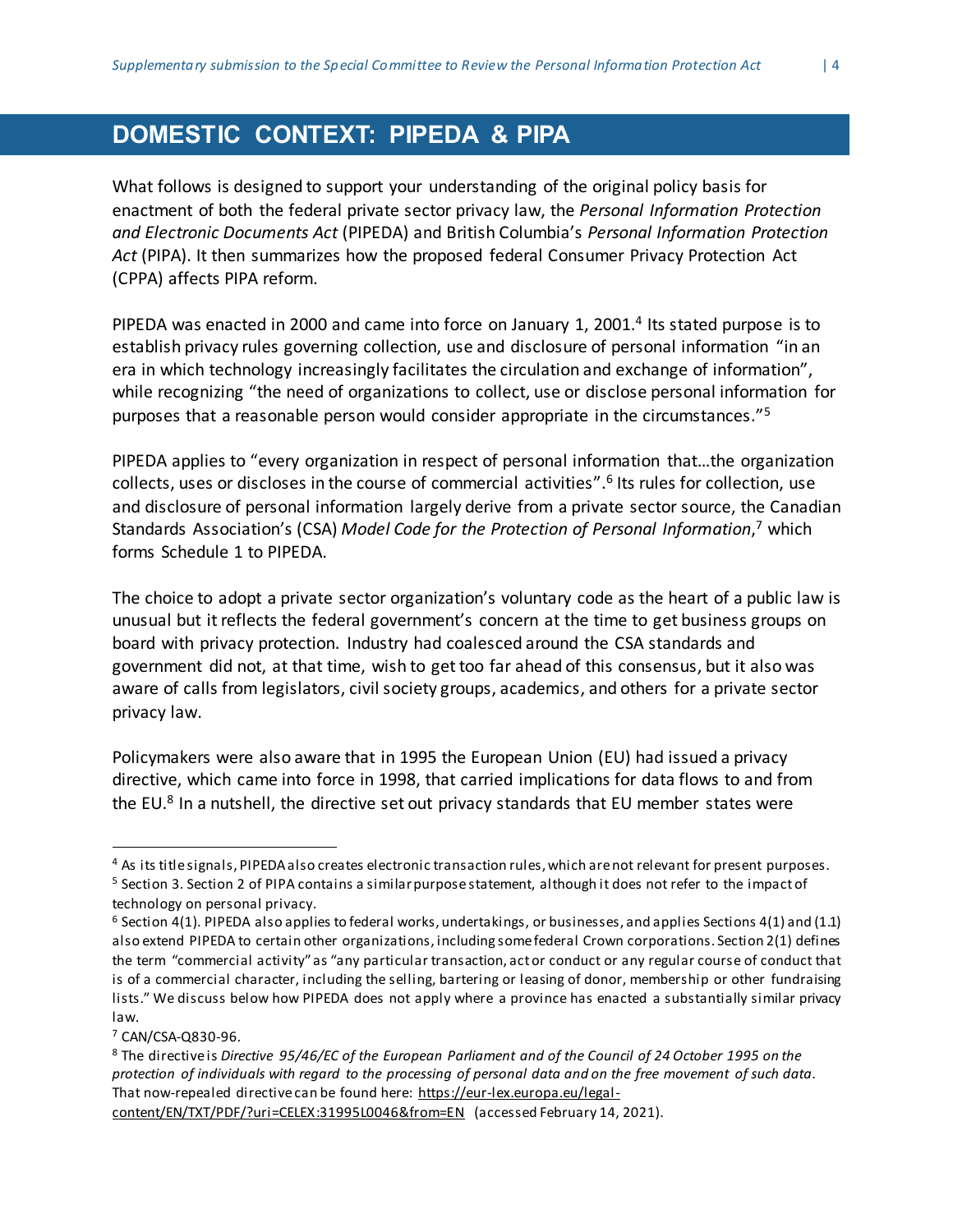## DOMESTIC CONTEXT: PIPEDA & PIPA

What follows is designed to support your understanding of the original policy basis for enactment of both the federal private sector privacy law, the *Personal Information Protection and Electronic Documents Act* (PIPEDA) and British Columbia's *Personal Information Protection Act* (PIPA). It then summarizes how the proposed federal Consumer Privacy Protection Act (CPPA) affects PIPA reform.

PIPEDA was enacted in 2000 and came into force on January 1, 2001.[4] Its stated purpose is to establish privacy rules governing collection, use and disclosure of personal information "in an era in which technology increasingly facilitates the circulation and exchange of information", while recognizing "the need of organizations to collect, use or disclose personal information for purposes that a reasonable person would consider appropriate in the circumstances."[5]

PIPEDA applies to "every organization in respect of personal information that…the organization collects, uses or discloses in the course of commercial activities".[6] Its rules for collection, use and disclosure of personal information largely derive from a private sector source, the Canadian Standards Association's (CSA) *Model Code for the Protection of Personal Information*,[7] which forms Schedule 1 to PIPEDA.

The choice to adopt a private sector organization's voluntary code as the heart of a public law is unusual but it reflects the federal government's concern at the time to get business groups on board with privacy protection. Industry had coalesced around the CSA standards and government did not, at that time, wish to get too far ahead of this consensus, but it also was aware of calls from legislators, civil society groups, academics, and others for a private sector privacy law.

Policymakers were also aware that in 1995 the European Union (EU) had issued a privacy directive, which came into force in 1998, that carried implications for data flows to and from the EU.[8] In a nutshell, the directive set out privacy standards that EU member states were

---

[4] As its title signals, PIPEDA also creates electronic transaction rules, which are not relevant for present purposes.

[5] Section 3. Section 2 of PIPA contains a similar purpose statement, although it does not refer to the impact of technology on personal privacy.

[6] Section 4(1). PIPEDA also applies to federal works, undertakings, or businesses, and applies Sections 4(1) and (1.1) also extend PIPEDA to certain other organizations, including some federal Crown corporations. Section 2(1) defines the term "commercial activity" as "any particular transaction, act or conduct or any regular course of conduct that is of a commercial character, including the selling, bartering or leasing of donor, membership or other fundraising lists." We discuss below how PIPEDA does not apply where a province has enacted a substantially similar privacy law.

[7] CAN/CSA-Q830-96.

[8] The directive is *Directive 95/46/EC of the European Parliament and of the Council of 24 October 1995 on the protection of individuals with regard to the processing of personal data and on the free movement of such data*. That now-repealed directive can be found here: https://eur-lex.europa.eu/legal-content/EN/TXT/PDF/?uri=CELEX:31995L0046&from=EN (accessed February 14, 2021).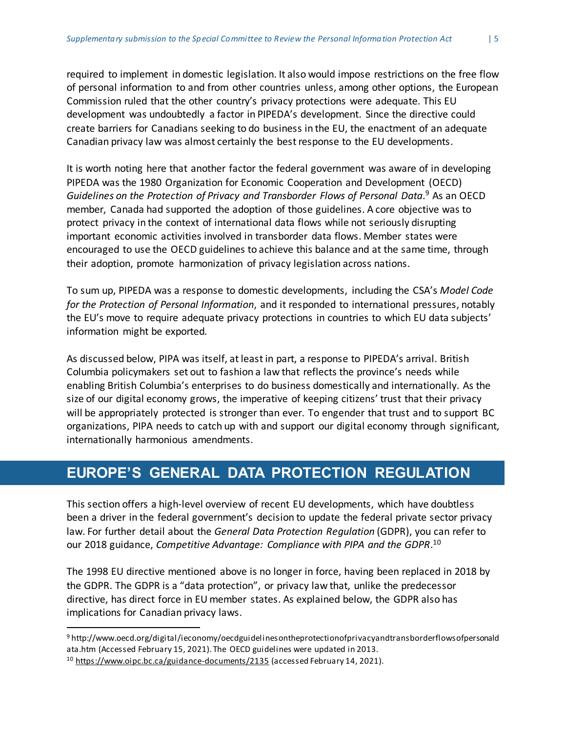required to implement in domestic legislation. It also would impose restrictions on the free flow of personal information to and from other countries unless, among other options, the European Commission ruled that the other country's privacy protections were adequate. This EU development was undoubtedly a factor in PIPEDA's development. Since the directive could create barriers for Canadians seeking to do business in the EU, the enactment of an adequate Canadian privacy law was almost certainly the best response to the EU developments.

It is worth noting here that another factor the federal government was aware of in developing PIPEDA was the 1980 Organization for Economic Cooperation and Development (OECD) *Guidelines on the Protection of Privacy and Transborder Flows of Personal Data*.[9] As an OECD member, Canada had supported the adoption of those guidelines. A core objective was to protect privacy in the context of international data flows while not seriously disrupting important economic activities involved in transborder data flows. Member states were encouraged to use the OECD guidelines to achieve this balance and at the same time, through their adoption, promote harmonization of privacy legislation across nations.

To sum up, PIPEDA was a response to domestic developments, including the CSA's *Model Code for the Protection of Personal Information*, and it responded to international pressures, notably the EU's move to require adequate privacy protections in countries to which EU data subjects' information might be exported.

As discussed below, PIPA was itself, at least in part, a response to PIPEDA's arrival. British Columbia policymakers set out to fashion a law that reflects the province's needs while enabling British Columbia's enterprises to do business domestically and internationally. As the size of our digital economy grows, the imperative of keeping citizens' trust that their privacy will be appropriately protected is stronger than ever. To engender that trust and to support BC organizations, PIPA needs to catch up with and support our digital economy through significant, internationally harmonious amendments.

## EUROPE'S GENERAL DATA PROTECTION REGULATION

This section offers a high-level overview of recent EU developments, which have doubtless been a driver in the federal government's decision to update the federal private sector privacy law. For further detail about the *General Data Protection Regulation* (GDPR), you can refer to our 2018 guidance, *Competitive Advantage: Compliance with PIPA and the GDPR*.[10]

The 1998 EU directive mentioned above is no longer in force, having been replaced in 2018 by the GDPR. The GDPR is a "data protection", or privacy law that, unlike the predecessor directive, has direct force in EU member states. As explained below, the GDPR also has implications for Canadian privacy laws.

---

[9] http://www.oecd.org/digital/ieconomy/oecdguidelinesontheprotectionofprivacyandtransborderflowsofpersonaldata.htm (Accessed February 15, 2021). The OECD guidelines were updated in 2013.

[10] https://www.oipc.bc.ca/guidance-documents/2135 (accessed February 14, 2021).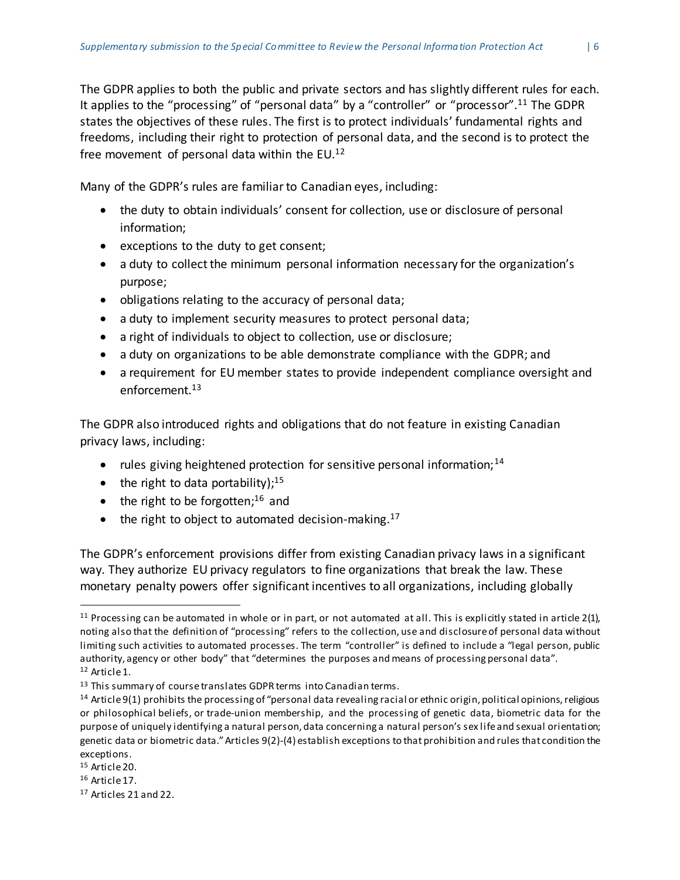The GDPR applies to both the public and private sectors and has slightly different rules for each. It applies to the "processing" of "personal data" by a "controller" or "processor".[11] The GDPR states the objectives of these rules. The first is to protect individuals' fundamental rights and freedoms, including their right to protection of personal data, and the second is to protect the free movement of personal data within the EU.[12]

Many of the GDPR's rules are familiar to Canadian eyes, including:

- the duty to obtain individuals' consent for collection, use or disclosure of personal information;
- exceptions to the duty to get consent;
- a duty to collect the minimum personal information necessary for the organization's purpose;
- obligations relating to the accuracy of personal data;
- a duty to implement security measures to protect personal data;
- a right of individuals to object to collection, use or disclosure;
- a duty on organizations to be able demonstrate compliance with the GDPR; and
- a requirement for EU member states to provide independent compliance oversight and enforcement.[13]

The GDPR also introduced rights and obligations that do not feature in existing Canadian privacy laws, including:

- rules giving heightened protection for sensitive personal information;[14]
- the right to data portability);[15]
- the right to be forgotten;[16] and
- the right to object to automated decision-making.[17]

The GDPR's enforcement provisions differ from existing Canadian privacy laws in a significant way. They authorize EU privacy regulators to fine organizations that break the law. These monetary penalty powers offer significant incentives to all organizations, including globally

---

[11] Processing can be automated in whole or in part, or not automated at all. This is explicitly stated in article 2(1), noting also that the definition of "processing" refers to the collection, use and disclosure of personal data without limiting such activities to automated processes. The term "controller" is defined to include a "legal person, public authority, agency or other body" that "determines the purposes and means of processing personal data".

[12] Article 1.

[13] This summary of course translates GDPR terms into Canadian terms.

[14] Article 9(1) prohibits the processing of "personal data revealing racial or ethnic origin, political opinions, religious or philosophical beliefs, or trade-union membership, and the processing of genetic data, biometric data for the purpose of uniquely identifying a natural person, data concerning a natural person's sex life and sexual orientation; genetic data or biometric data." Articles 9(2)-(4) establish exceptions to that prohibition and rules that condition the exceptions.

[15] Article 20.

[16] Article 17.

[17] Articles 21 and 22.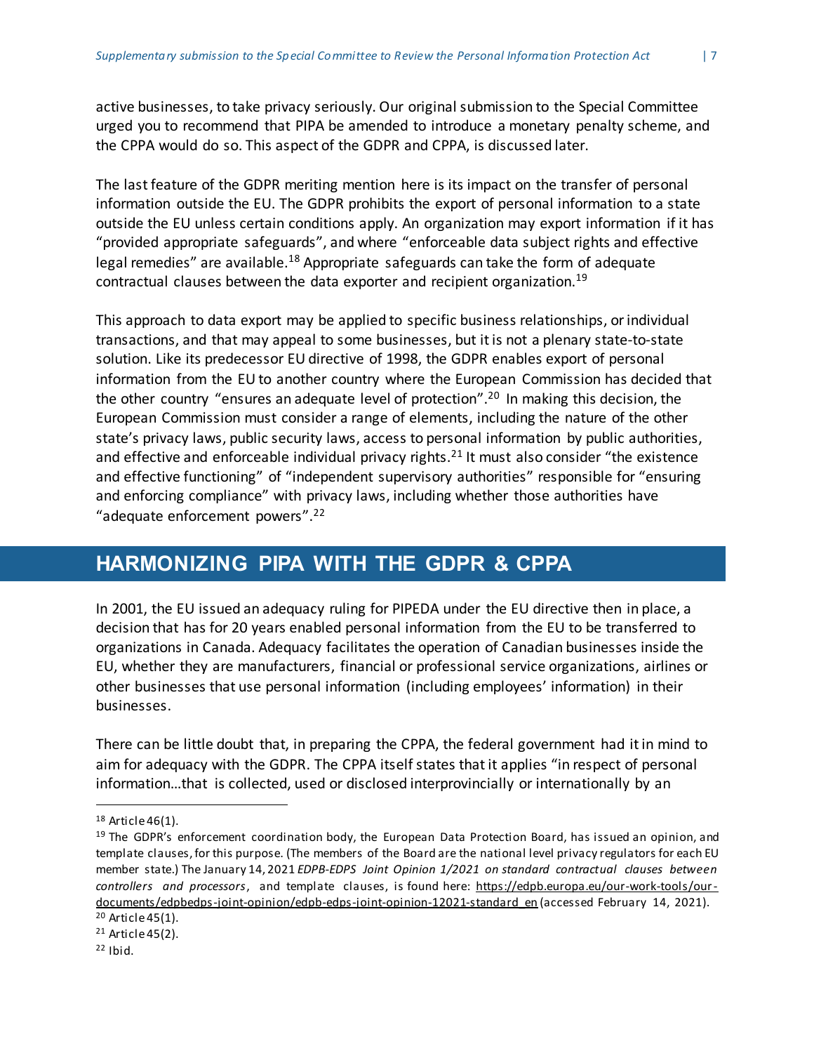active businesses, to take privacy seriously. Our original submission to the Special Committee urged you to recommend that PIPA be amended to introduce a monetary penalty scheme, and the CPPA would do so. This aspect of the GDPR and CPPA, is discussed later.

The last feature of the GDPR meriting mention here is its impact on the transfer of personal information outside the EU. The GDPR prohibits the export of personal information to a state outside the EU unless certain conditions apply. An organization may export information if it has "provided appropriate safeguards", and where "enforceable data subject rights and effective legal remedies" are available.[18] Appropriate safeguards can take the form of adequate contractual clauses between the data exporter and recipient organization.[19]

This approach to data export may be applied to specific business relationships, or individual transactions, and that may appeal to some businesses, but it is not a plenary state-to-state solution. Like its predecessor EU directive of 1998, the GDPR enables export of personal information from the EU to another country where the European Commission has decided that the other country "ensures an adequate level of protection".[20] In making this decision, the European Commission must consider a range of elements, including the nature of the other state's privacy laws, public security laws, access to personal information by public authorities, and effective and enforceable individual privacy rights.[21] It must also consider "the existence and effective functioning" of "independent supervisory authorities" responsible for "ensuring and enforcing compliance" with privacy laws, including whether those authorities have "adequate enforcement powers".[22]

## HARMONIZING PIPA WITH THE GDPR & CPPA

In 2001, the EU issued an adequacy ruling for PIPEDA under the EU directive then in place, a decision that has for 20 years enabled personal information from the EU to be transferred to organizations in Canada. Adequacy facilitates the operation of Canadian businesses inside the EU, whether they are manufacturers, financial or professional service organizations, airlines or other businesses that use personal information (including employees' information) in their businesses.

There can be little doubt that, in preparing the CPPA, the federal government had it in mind to aim for adequacy with the GDPR. The CPPA itself states that it applies "in respect of personal information…that is collected, used or disclosed interprovincially or internationally by an

---

[18] Article 46(1).

[19] The GDPR's enforcement coordination body, the European Data Protection Board, has issued an opinion, and template clauses, for this purpose. (The members of the Board are the national level privacy regulators for each EU member state.) The January 14, 2021 *EDPB-EDPS Joint Opinion 1/2021 on standard contractual clauses between controllers and processors*, and template clauses, is found here: https://edpb.europa.eu/our-work-tools/our-documents/edpbedps-joint-opinion/edpb-edps-joint-opinion-12021-standard_en (accessed February 14, 2021).

[20] Article 45(1).

[21] Article 45(2).

[22] Ibid.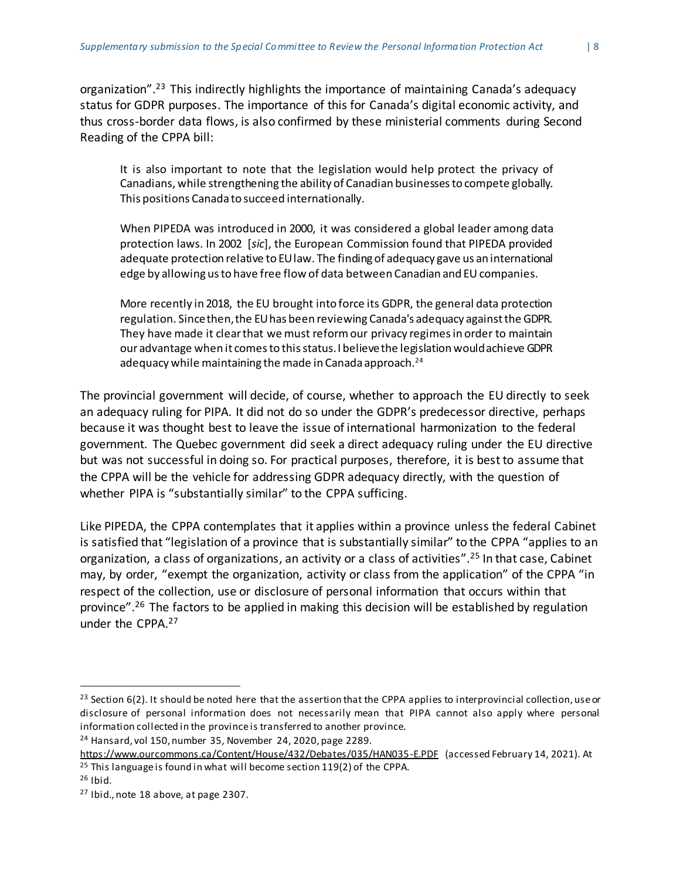organization".[23] This indirectly highlights the importance of maintaining Canada's adequacy status for GDPR purposes. The importance of this for Canada's digital economic activity, and thus cross-border data flows, is also confirmed by these ministerial comments during Second Reading of the CPPA bill:

> It is also important to note that the legislation would help protect the privacy of Canadians, while strengthening the ability of Canadian businesses to compete globally. This positions Canada to succeed internationally.
>
> When PIPEDA was introduced in 2000, it was considered a global leader among data protection laws. In 2002 [*sic*], the European Commission found that PIPEDA provided adequate protection relative to EU law. The finding of adequacy gave us an international edge by allowing us to have free flow of data between Canadian and EU companies.
>
> More recently in 2018, the EU brought into force its GDPR, the general data protection regulation. Since then, the EU has been reviewing Canada's adequacy against the GDPR. They have made it clear that we must reform our privacy regimes in order to maintain our advantage when it comes to this status. I believe the legislation would achieve GDPR adequacy while maintaining the made in Canada approach.[24]

The provincial government will decide, of course, whether to approach the EU directly to seek an adequacy ruling for PIPA. It did not do so under the GDPR's predecessor directive, perhaps because it was thought best to leave the issue of international harmonization to the federal government. The Quebec government did seek a direct adequacy ruling under the EU directive but was not successful in doing so. For practical purposes, therefore, it is best to assume that the CPPA will be the vehicle for addressing GDPR adequacy directly, with the question of whether PIPA is "substantially similar" to the CPPA sufficing.

Like PIPEDA, the CPPA contemplates that it applies within a province unless the federal Cabinet is satisfied that "legislation of a province that is substantially similar" to the CPPA "applies to an organization, a class of organizations, an activity or a class of activities".[25] In that case, Cabinet may, by order, "exempt the organization, activity or class from the application" of the CPPA "in respect of the collection, use or disclosure of personal information that occurs within that province".[26] The factors to be applied in making this decision will be established by regulation under the CPPA.[27]

---

[23] Section 6(2). It should be noted here that the assertion that the CPPA applies to interprovincial collection, use or disclosure of personal information does not necessarily mean that PIPA cannot also apply where personal information collected in the province is transferred to another province.

[24] Hansard, vol 150, number 35, November 24, 2020, page 2289. https://www.ourcommons.ca/Content/House/432/Debates/035/HAN035-E.PDF (accessed February 14, 2021). At

[25] This language is found in what will become section 119(2) of the CPPA.

[26] Ibid.

[27] Ibid., note 18 above, at page 2307.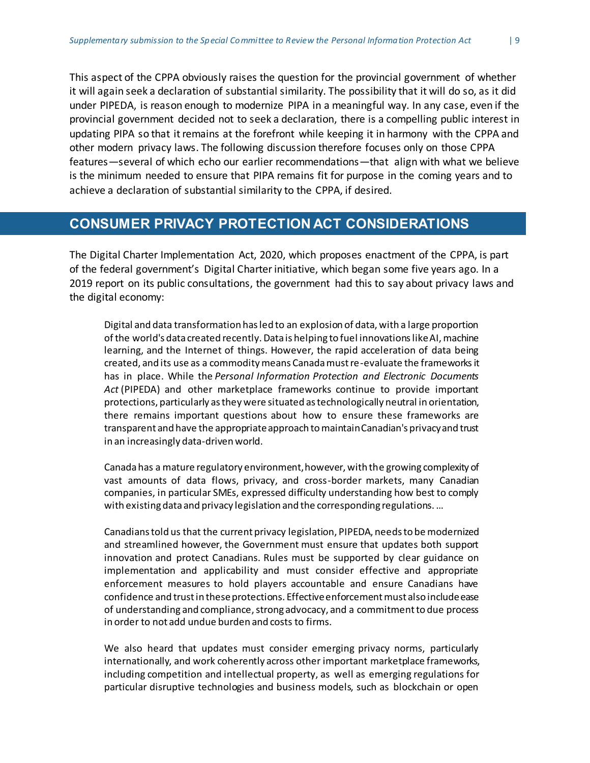This aspect of the CPPA obviously raises the question for the provincial government of whether it will again seek a declaration of substantial similarity. The possibility that it will do so, as it did under PIPEDA, is reason enough to modernize PIPA in a meaningful way. In any case, even if the provincial government decided not to seek a declaration, there is a compelling public interest in updating PIPA so that it remains at the forefront while keeping it in harmony with the CPPA and other modern privacy laws. The following discussion therefore focuses only on those CPPA features—several of which echo our earlier recommendations—that align with what we believe is the minimum needed to ensure that PIPA remains fit for purpose in the coming years and to achieve a declaration of substantial similarity to the CPPA, if desired.

## CONSUMER PRIVACY PROTECTION ACT CONSIDERATIONS

The Digital Charter Implementation Act, 2020, which proposes enactment of the CPPA, is part of the federal government's Digital Charter initiative, which began some five years ago. In a 2019 report on its public consultations, the government had this to say about privacy laws and the digital economy:

> Digital and data transformation has led to an explosion of data, with a large proportion of the world's data created recently. Data is helping to fuel innovations like AI, machine learning, and the Internet of things. However, the rapid acceleration of data being created, and its use as a commodity means Canada must re-evaluate the frameworks it has in place. While the *Personal Information Protection and Electronic Documents Act* (PIPEDA) and other marketplace frameworks continue to provide important protections, particularly as they were situated as technologically neutral in orientation, there remains important questions about how to ensure these frameworks are transparent and have the appropriate approach to maintain Canadian's privacy and trust in an increasingly data-driven world.
>
> Canada has a mature regulatory environment, however, with the growing complexity of vast amounts of data flows, privacy, and cross-border markets, many Canadian companies, in particular SMEs, expressed difficulty understanding how best to comply with existing data and privacy legislation and the corresponding regulations. …
>
> Canadians told us that the current privacy legislation, PIPEDA, needs to be modernized and streamlined however, the Government must ensure that updates both support innovation and protect Canadians. Rules must be supported by clear guidance on implementation and applicability and must consider effective and appropriate enforcement measures to hold players accountable and ensure Canadians have confidence and trust in these protections. Effective enforcement must also include ease of understanding and compliance, strong advocacy, and a commitment to due process in order to not add undue burden and costs to firms.
>
> We also heard that updates must consider emerging privacy norms, particularly internationally, and work coherently across other important marketplace frameworks, including competition and intellectual property, as well as emerging regulations for particular disruptive technologies and business models, such as blockchain or open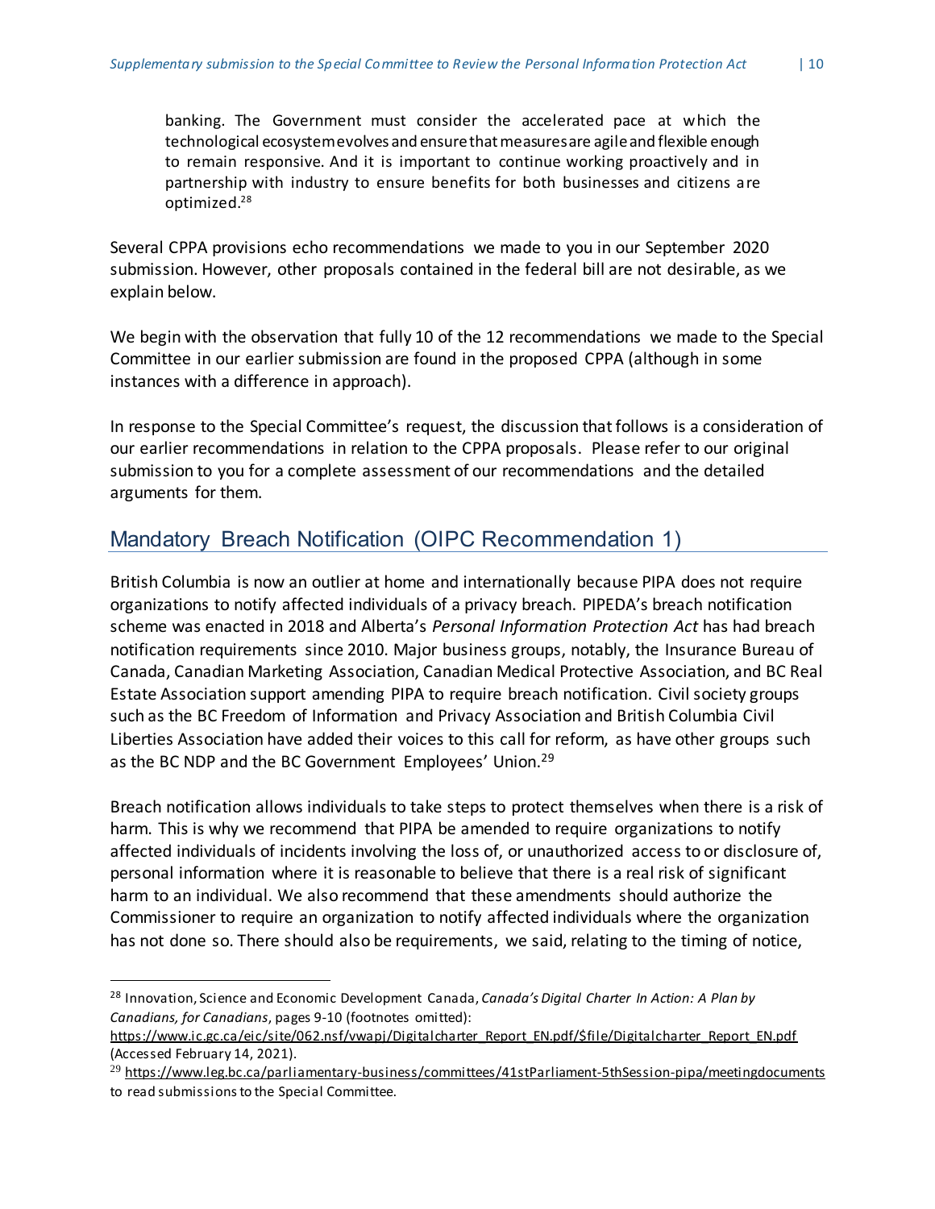> banking. The Government must consider the accelerated pace at which the technological ecosystem evolves and ensure that measures are agile and flexible enough to remain responsive. And it is important to continue working proactively and in partnership with industry to ensure benefits for both businesses and citizens are optimized.[28]

Several CPPA provisions echo recommendations we made to you in our September 2020 submission. However, other proposals contained in the federal bill are not desirable, as we explain below.

We begin with the observation that fully 10 of the 12 recommendations we made to the Special Committee in our earlier submission are found in the proposed CPPA (although in some instances with a difference in approach).

In response to the Special Committee's request, the discussion that follows is a consideration of our earlier recommendations in relation to the CPPA proposals. Please refer to our original submission to you for a complete assessment of our recommendations and the detailed arguments for them.

## Mandatory Breach Notification (OIPC Recommendation 1)

British Columbia is now an outlier at home and internationally because PIPA does not require organizations to notify affected individuals of a privacy breach. PIPEDA's breach notification scheme was enacted in 2018 and Alberta's *Personal Information Protection Act* has had breach notification requirements since 2010. Major business groups, notably, the Insurance Bureau of Canada, Canadian Marketing Association, Canadian Medical Protective Association, and BC Real Estate Association support amending PIPA to require breach notification. Civil society groups such as the BC Freedom of Information and Privacy Association and British Columbia Civil Liberties Association have added their voices to this call for reform, as have other groups such as the BC NDP and the BC Government Employees' Union.[29]

Breach notification allows individuals to take steps to protect themselves when there is a risk of harm. This is why we recommend that PIPA be amended to require organizations to notify affected individuals of incidents involving the loss of, or unauthorized access to or disclosure of, personal information where it is reasonable to believe that there is a real risk of significant harm to an individual. We also recommend that these amendments should authorize the Commissioner to require an organization to notify affected individuals where the organization has not done so. There should also be requirements, we said, relating to the timing of notice,

---

[28] Innovation, Science and Economic Development Canada, *Canada's Digital Charter In Action: A Plan by Canadians, for Canadians*, pages 9-10 (footnotes omitted): https://www.ic.gc.ca/eic/site/062.nsf/vwapj/Digitalcharter_Report_EN.pdf/$file/Digitalcharter_Report_EN.pdf (Accessed February 14, 2021).

[29] https://www.leg.bc.ca/parliamentary-business/committees/41stParliament-5thSession-pipa/meetingdocuments to read submissions to the Special Committee.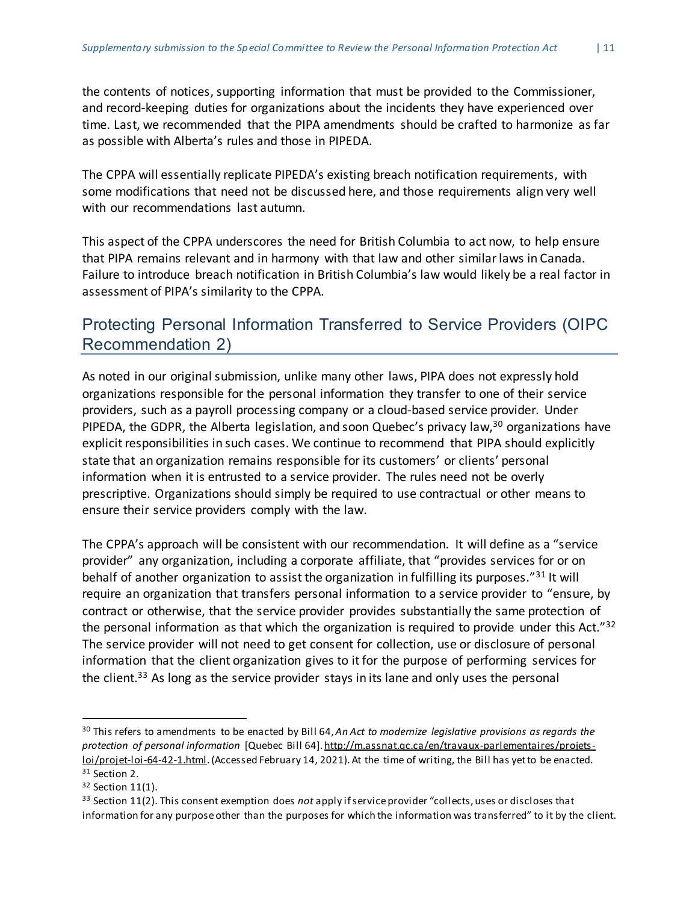the contents of notices, supporting information that must be provided to the Commissioner, and record-keeping duties for organizations about the incidents they have experienced over time. Last, we recommended that the PIPA amendments should be crafted to harmonize as far as possible with Alberta's rules and those in PIPEDA.

The CPPA will essentially replicate PIPEDA's existing breach notification requirements, with some modifications that need not be discussed here, and those requirements align very well with our recommendations last autumn.

This aspect of the CPPA underscores the need for British Columbia to act now, to help ensure that PIPA remains relevant and in harmony with that law and other similar laws in Canada. Failure to introduce breach notification in British Columbia's law would likely be a real factor in assessment of PIPA's similarity to the CPPA.

## Protecting Personal Information Transferred to Service Providers (OIPC Recommendation 2)

As noted in our original submission, unlike many other laws, PIPA does not expressly hold organizations responsible for the personal information they transfer to one of their service providers, such as a payroll processing company or a cloud-based service provider. Under PIPEDA, the GDPR, the Alberta legislation, and soon Quebec's privacy law,[30] organizations have explicit responsibilities in such cases. We continue to recommend that PIPA should explicitly state that an organization remains responsible for its customers' or clients' personal information when it is entrusted to a service provider. The rules need not be overly prescriptive. Organizations should simply be required to use contractual or other means to ensure their service providers comply with the law.

The CPPA's approach will be consistent with our recommendation. It will define as a "service provider" any organization, including a corporate affiliate, that "provides services for or on behalf of another organization to assist the organization in fulfilling its purposes."[31] It will require an organization that transfers personal information to a service provider to "ensure, by contract or otherwise, that the service provider provides substantially the same protection of the personal information as that which the organization is required to provide under this Act."[32] The service provider will not need to get consent for collection, use or disclosure of personal information that the client organization gives to it for the purpose of performing services for the client.[33] As long as the service provider stays in its lane and only uses the personal

---

[30] This refers to amendments to be enacted by Bill 64, *An Act to modernize legislative provisions as regards the protection of personal information* [Quebec Bill 64]. http://m.assnat.qc.ca/en/travaux-parlementaires/projets-loi/projet-loi-64-42-1.html. (Accessed February 14, 2021). At the time of writing, the Bill has yet to be enacted.

[31] Section 2.

[32] Section 11(1).

[33] Section 11(2). This consent exemption does *not* apply if service provider "collects, uses or discloses that information for any purpose other than the purposes for which the information was transferred" to it by the client.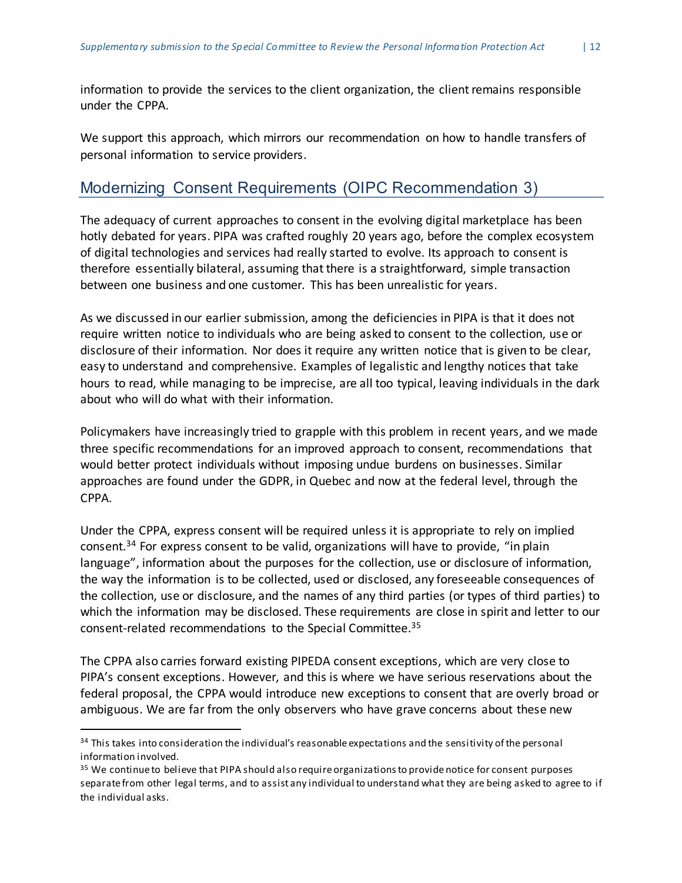information to provide the services to the client organization, the client remains responsible under the CPPA.

We support this approach, which mirrors our recommendation on how to handle transfers of personal information to service providers.

## Modernizing Consent Requirements (OIPC Recommendation 3)

The adequacy of current approaches to consent in the evolving digital marketplace has been hotly debated for years. PIPA was crafted roughly 20 years ago, before the complex ecosystem of digital technologies and services had really started to evolve. Its approach to consent is therefore essentially bilateral, assuming that there is a straightforward, simple transaction between one business and one customer. This has been unrealistic for years.

As we discussed in our earlier submission, among the deficiencies in PIPA is that it does not require written notice to individuals who are being asked to consent to the collection, use or disclosure of their information. Nor does it require any written notice that is given to be clear, easy to understand and comprehensive. Examples of legalistic and lengthy notices that take hours to read, while managing to be imprecise, are all too typical, leaving individuals in the dark about who will do what with their information.

Policymakers have increasingly tried to grapple with this problem in recent years, and we made three specific recommendations for an improved approach to consent, recommendations that would better protect individuals without imposing undue burdens on businesses. Similar approaches are found under the GDPR, in Quebec and now at the federal level, through the CPPA.

Under the CPPA, express consent will be required unless it is appropriate to rely on implied consent.[34] For express consent to be valid, organizations will have to provide, "in plain language", information about the purposes for the collection, use or disclosure of information, the way the information is to be collected, used or disclosed, any foreseeable consequences of the collection, use or disclosure, and the names of any third parties (or types of third parties) to which the information may be disclosed. These requirements are close in spirit and letter to our consent-related recommendations to the Special Committee.[35]

The CPPA also carries forward existing PIPEDA consent exceptions, which are very close to PIPA's consent exceptions. However, and this is where we have serious reservations about the federal proposal, the CPPA would introduce new exceptions to consent that are overly broad or ambiguous. We are far from the only observers who have grave concerns about these new

---

[34] This takes into consideration the individual's reasonable expectations and the sensitivity of the personal information involved.

[35] We continue to believe that PIPA should also require organizations to provide notice for consent purposes separate from other legal terms, and to assist any individual to understand what they are being asked to agree to if the individual asks.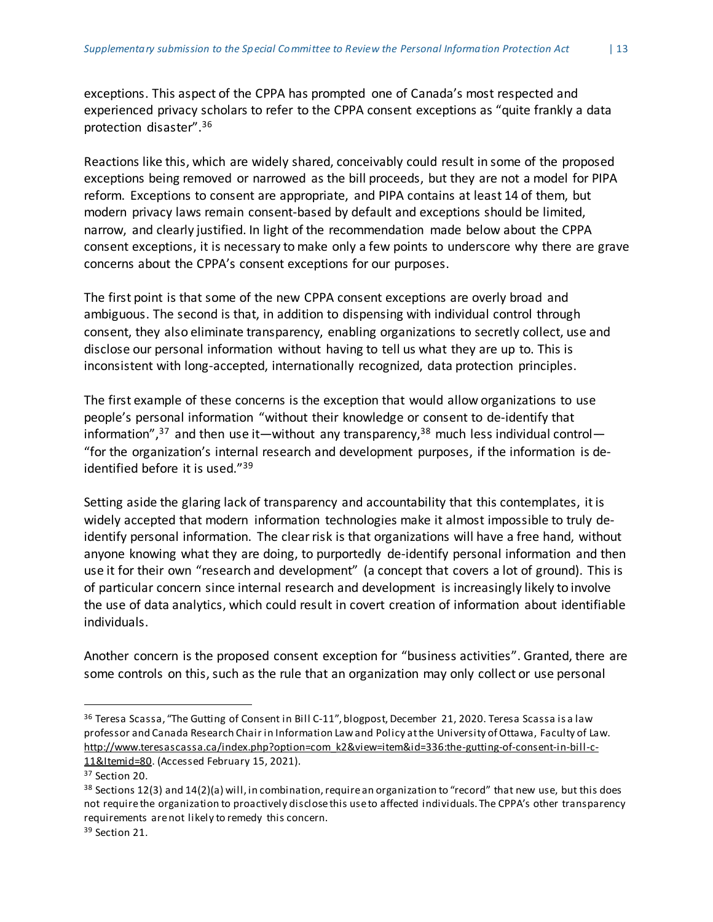exceptions. This aspect of the CPPA has prompted one of Canada's most respected and experienced privacy scholars to refer to the CPPA consent exceptions as "quite frankly a data protection disaster".[36]

Reactions like this, which are widely shared, conceivably could result in some of the proposed exceptions being removed or narrowed as the bill proceeds, but they are not a model for PIPA reform. Exceptions to consent are appropriate, and PIPA contains at least 14 of them, but modern privacy laws remain consent-based by default and exceptions should be limited, narrow, and clearly justified. In light of the recommendation made below about the CPPA consent exceptions, it is necessary to make only a few points to underscore why there are grave concerns about the CPPA's consent exceptions for our purposes.

The first point is that some of the new CPPA consent exceptions are overly broad and ambiguous. The second is that, in addition to dispensing with individual control through consent, they also eliminate transparency, enabling organizations to secretly collect, use and disclose our personal information without having to tell us what they are up to. This is inconsistent with long-accepted, internationally recognized, data protection principles.

The first example of these concerns is the exception that would allow organizations to use people's personal information "without their knowledge or consent to de-identify that information",[37] and then use it—without any transparency,[38] much less individual control—"for the organization's internal research and development purposes, if the information is de-identified before it is used."[39]

Setting aside the glaring lack of transparency and accountability that this contemplates, it is widely accepted that modern information technologies make it almost impossible to truly de-identify personal information. The clear risk is that organizations will have a free hand, without anyone knowing what they are doing, to purportedly de-identify personal information and then use it for their own "research and development" (a concept that covers a lot of ground). This is of particular concern since internal research and development is increasingly likely to involve the use of data analytics, which could result in covert creation of information about identifiable individuals.

Another concern is the proposed consent exception for "business activities". Granted, there are some controls on this, such as the rule that an organization may only collect or use personal

---

[36] Teresa Scassa, "The Gutting of Consent in Bill C-11", blogpost, December 21, 2020. Teresa Scassa is a law professor and Canada Research Chair in Information Law and Policy at the University of Ottawa, Faculty of Law. http://www.teresascassa.ca/index.php?option=com_k2&view=item&id=336:the-gutting-of-consent-in-bill-c-11&Itemid=80. (Accessed February 15, 2021).

[37] Section 20.

[38] Sections 12(3) and 14(2)(a) will, in combination, require an organization to "record" that new use, but this does not require the organization to proactively disclose this use to affected individuals. The CPPA's other transparency requirements are not likely to remedy this concern.

[39] Section 21.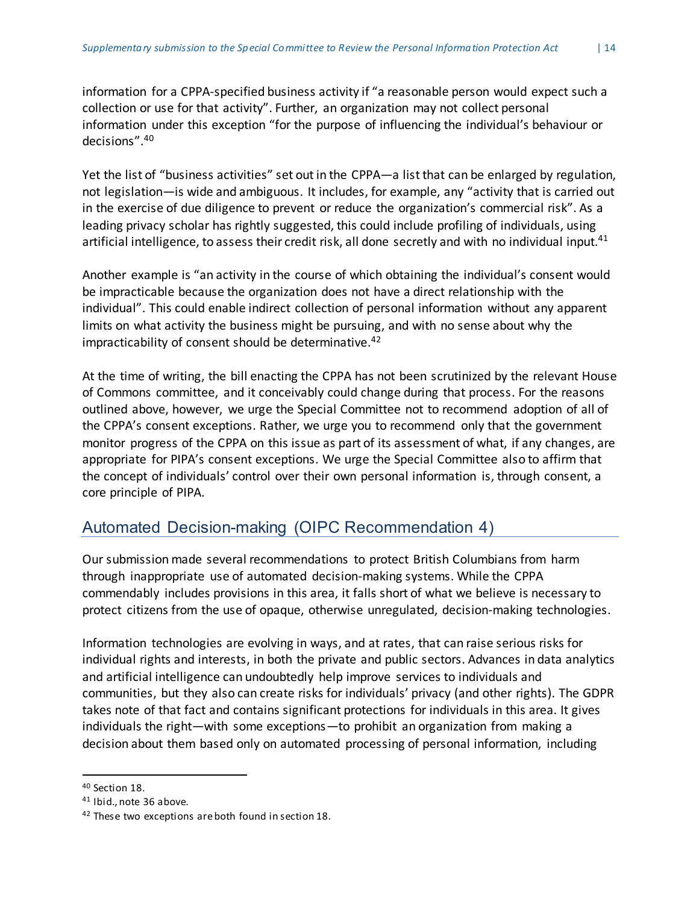information for a CPPA-specified business activity if "a reasonable person would expect such a collection or use for that activity". Further, an organization may not collect personal information under this exception "for the purpose of influencing the individual's behaviour or decisions".[40]

Yet the list of "business activities" set out in the CPPA—a list that can be enlarged by regulation, not legislation—is wide and ambiguous. It includes, for example, any "activity that is carried out in the exercise of due diligence to prevent or reduce the organization's commercial risk". As a leading privacy scholar has rightly suggested, this could include profiling of individuals, using artificial intelligence, to assess their credit risk, all done secretly and with no individual input.[41]

Another example is "an activity in the course of which obtaining the individual's consent would be impracticable because the organization does not have a direct relationship with the individual". This could enable indirect collection of personal information without any apparent limits on what activity the business might be pursuing, and with no sense about why the impracticability of consent should be determinative.[42]

At the time of writing, the bill enacting the CPPA has not been scrutinized by the relevant House of Commons committee, and it conceivably could change during that process. For the reasons outlined above, however, we urge the Special Committee not to recommend adoption of all of the CPPA's consent exceptions. Rather, we urge you to recommend only that the government monitor progress of the CPPA on this issue as part of its assessment of what, if any changes, are appropriate for PIPA's consent exceptions. We urge the Special Committee also to affirm that the concept of individuals' control over their own personal information is, through consent, a core principle of PIPA.

## Automated Decision-making (OIPC Recommendation 4)

Our submission made several recommendations to protect British Columbians from harm through inappropriate use of automated decision-making systems. While the CPPA commendably includes provisions in this area, it falls short of what we believe is necessary to protect citizens from the use of opaque, otherwise unregulated, decision-making technologies.

Information technologies are evolving in ways, and at rates, that can raise serious risks for individual rights and interests, in both the private and public sectors. Advances in data analytics and artificial intelligence can undoubtedly help improve services to individuals and communities, but they also can create risks for individuals' privacy (and other rights). The GDPR takes note of that fact and contains significant protections for individuals in this area. It gives individuals the right—with some exceptions—to prohibit an organization from making a decision about them based only on automated processing of personal information, including

---

[40] Section 18.

[41] Ibid., note 36 above.

[42] These two exceptions are both found in section 18.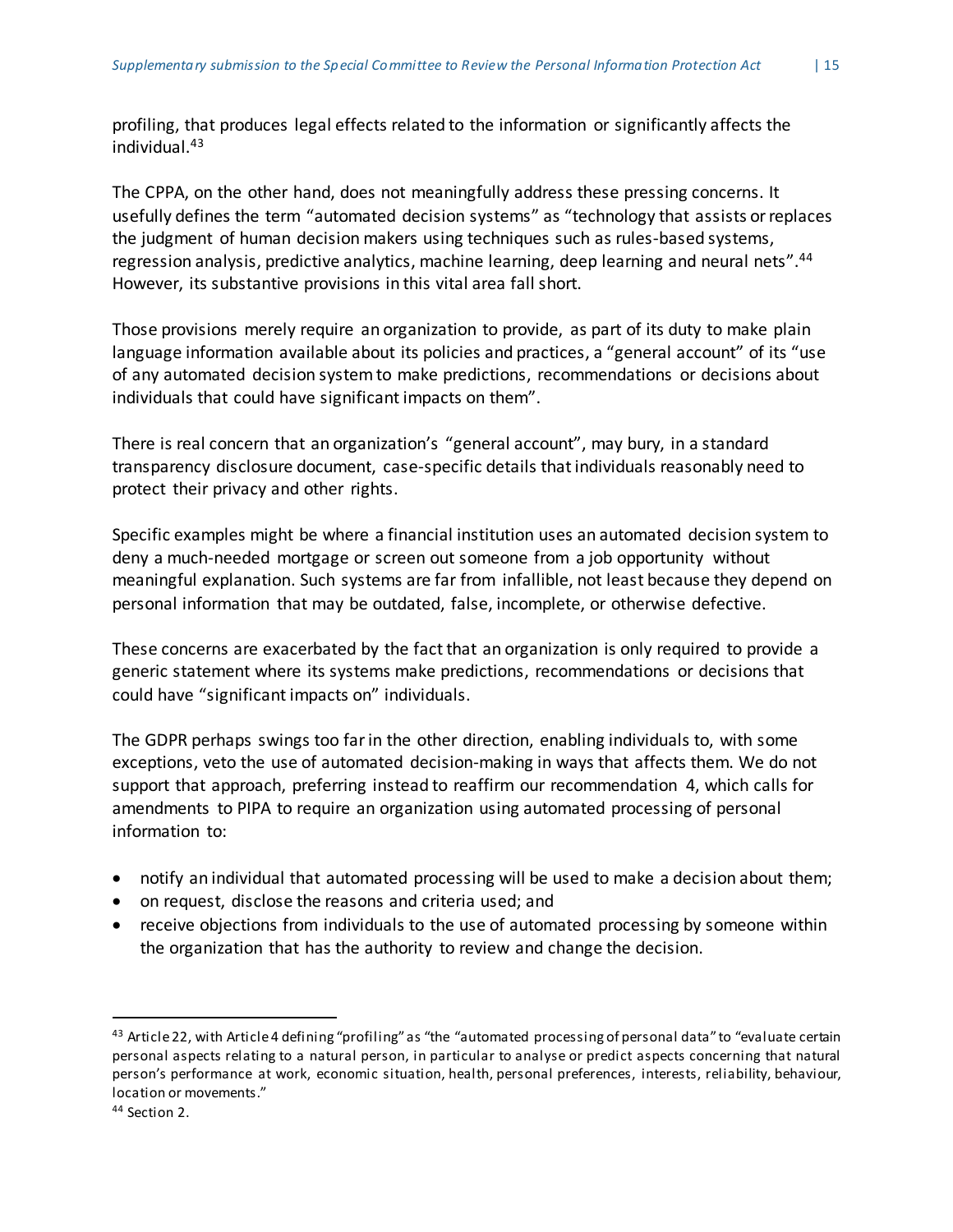profiling, that produces legal effects related to the information or significantly affects the individual.[43]

The CPPA, on the other hand, does not meaningfully address these pressing concerns. It usefully defines the term "automated decision systems" as "technology that assists or replaces the judgment of human decision makers using techniques such as rules-based systems, regression analysis, predictive analytics, machine learning, deep learning and neural nets".[44] However, its substantive provisions in this vital area fall short.

Those provisions merely require an organization to provide, as part of its duty to make plain language information available about its policies and practices, a "general account" of its "use of any automated decision system to make predictions, recommendations or decisions about individuals that could have significant impacts on them".

There is real concern that an organization's "general account", may bury, in a standard transparency disclosure document, case-specific details that individuals reasonably need to protect their privacy and other rights.

Specific examples might be where a financial institution uses an automated decision system to deny a much-needed mortgage or screen out someone from a job opportunity without meaningful explanation. Such systems are far from infallible, not least because they depend on personal information that may be outdated, false, incomplete, or otherwise defective.

These concerns are exacerbated by the fact that an organization is only required to provide a generic statement where its systems make predictions, recommendations or decisions that could have "significant impacts on" individuals.

The GDPR perhaps swings too far in the other direction, enabling individuals to, with some exceptions, veto the use of automated decision-making in ways that affects them. We do not support that approach, preferring instead to reaffirm our recommendation 4, which calls for amendments to PIPA to require an organization using automated processing of personal information to:

- notify an individual that automated processing will be used to make a decision about them;
- on request, disclose the reasons and criteria used; and
- receive objections from individuals to the use of automated processing by someone within the organization that has the authority to review and change the decision.

---

[43] Article 22, with Article 4 defining "profiling" as "the "automated processing of personal data" to "evaluate certain personal aspects relating to a natural person, in particular to analyse or predict aspects concerning that natural person's performance at work, economic situation, health, personal preferences, interests, reliability, behaviour, location or movements."

[44] Section 2.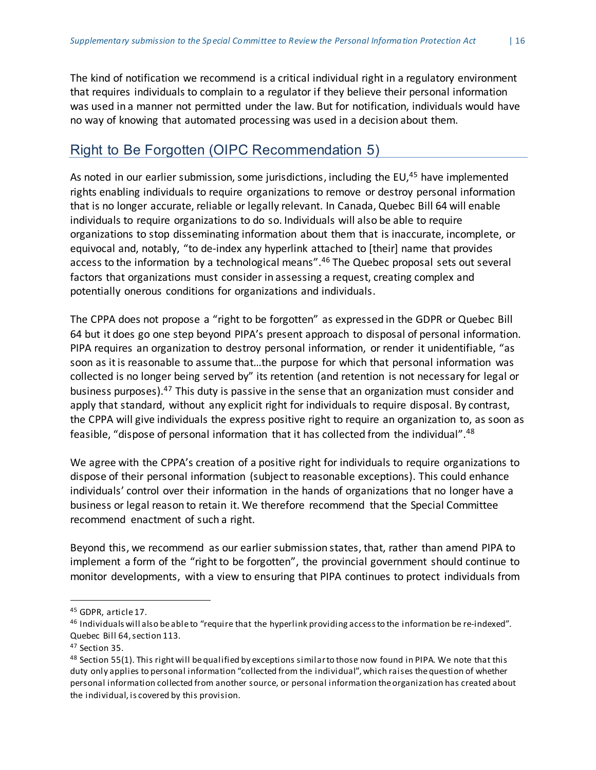The kind of notification we recommend is a critical individual right in a regulatory environment that requires individuals to complain to a regulator if they believe their personal information was used in a manner not permitted under the law. But for notification, individuals would have no way of knowing that automated processing was used in a decision about them.

## Right to Be Forgotten (OIPC Recommendation 5)

As noted in our earlier submission, some jurisdictions, including the EU,[45] have implemented rights enabling individuals to require organizations to remove or destroy personal information that is no longer accurate, reliable or legally relevant. In Canada, Quebec Bill 64 will enable individuals to require organizations to do so. Individuals will also be able to require organizations to stop disseminating information about them that is inaccurate, incomplete, or equivocal and, notably, "to de-index any hyperlink attached to [their] name that provides access to the information by a technological means".[46] The Quebec proposal sets out several factors that organizations must consider in assessing a request, creating complex and potentially onerous conditions for organizations and individuals.

The CPPA does not propose a "right to be forgotten" as expressed in the GDPR or Quebec Bill 64 but it does go one step beyond PIPA's present approach to disposal of personal information. PIPA requires an organization to destroy personal information, or render it unidentifiable, "as soon as it is reasonable to assume that…the purpose for which that personal information was collected is no longer being served by" its retention (and retention is not necessary for legal or business purposes).[47] This duty is passive in the sense that an organization must consider and apply that standard, without any explicit right for individuals to require disposal. By contrast, the CPPA will give individuals the express positive right to require an organization to, as soon as feasible, "dispose of personal information that it has collected from the individual".[48]

We agree with the CPPA's creation of a positive right for individuals to require organizations to dispose of their personal information (subject to reasonable exceptions). This could enhance individuals' control over their information in the hands of organizations that no longer have a business or legal reason to retain it. We therefore recommend that the Special Committee recommend enactment of such a right.

Beyond this, we recommend as our earlier submission states, that, rather than amend PIPA to implement a form of the "right to be forgotten", the provincial government should continue to monitor developments, with a view to ensuring that PIPA continues to protect individuals from

---

[45] GDPR, article 17.

[46] Individuals will also be able to "require that the hyperlink providing access to the information be re-indexed". Quebec Bill 64, section 113.

[47] Section 35.

[48] Section 55(1). This right will be qualified by exceptions similar to those now found in PIPA. We note that this duty only applies to personal information "collected from the individual", which raises the question of whether personal information collected from another source, or personal information the organization has created about the individual, is covered by this provision.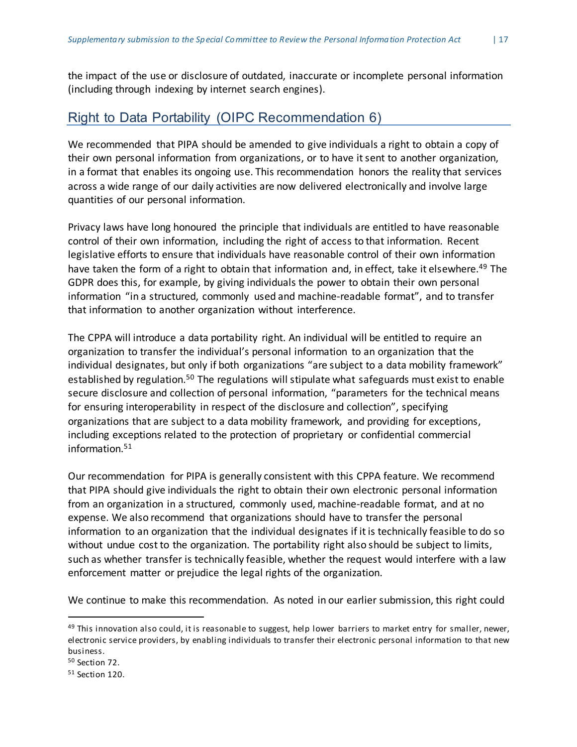the impact of the use or disclosure of outdated, inaccurate or incomplete personal information (including through indexing by internet search engines).

## Right to Data Portability (OIPC Recommendation 6)

We recommended that PIPA should be amended to give individuals a right to obtain a copy of their own personal information from organizations, or to have it sent to another organization, in a format that enables its ongoing use. This recommendation honors the reality that services across a wide range of our daily activities are now delivered electronically and involve large quantities of our personal information.

Privacy laws have long honoured the principle that individuals are entitled to have reasonable control of their own information, including the right of access to that information. Recent legislative efforts to ensure that individuals have reasonable control of their own information have taken the form of a right to obtain that information and, in effect, take it elsewhere.[49] The GDPR does this, for example, by giving individuals the power to obtain their own personal information "in a structured, commonly used and machine-readable format", and to transfer that information to another organization without interference.

The CPPA will introduce a data portability right. An individual will be entitled to require an organization to transfer the individual's personal information to an organization that the individual designates, but only if both organizations "are subject to a data mobility framework" established by regulation.[50] The regulations will stipulate what safeguards must exist to enable secure disclosure and collection of personal information, "parameters for the technical means for ensuring interoperability in respect of the disclosure and collection", specifying organizations that are subject to a data mobility framework, and providing for exceptions, including exceptions related to the protection of proprietary or confidential commercial information.[51]

Our recommendation for PIPA is generally consistent with this CPPA feature. We recommend that PIPA should give individuals the right to obtain their own electronic personal information from an organization in a structured, commonly used, machine-readable format, and at no expense. We also recommend that organizations should have to transfer the personal information to an organization that the individual designates if it is technically feasible to do so without undue cost to the organization. The portability right also should be subject to limits, such as whether transfer is technically feasible, whether the request would interfere with a law enforcement matter or prejudice the legal rights of the organization.

We continue to make this recommendation. As noted in our earlier submission, this right could

[49] This innovation also could, it is reasonable to suggest, help lower barriers to market entry for smaller, newer, electronic service providers, by enabling individuals to transfer their electronic personal information to that new business.

[50] Section 72.

[51] Section 120.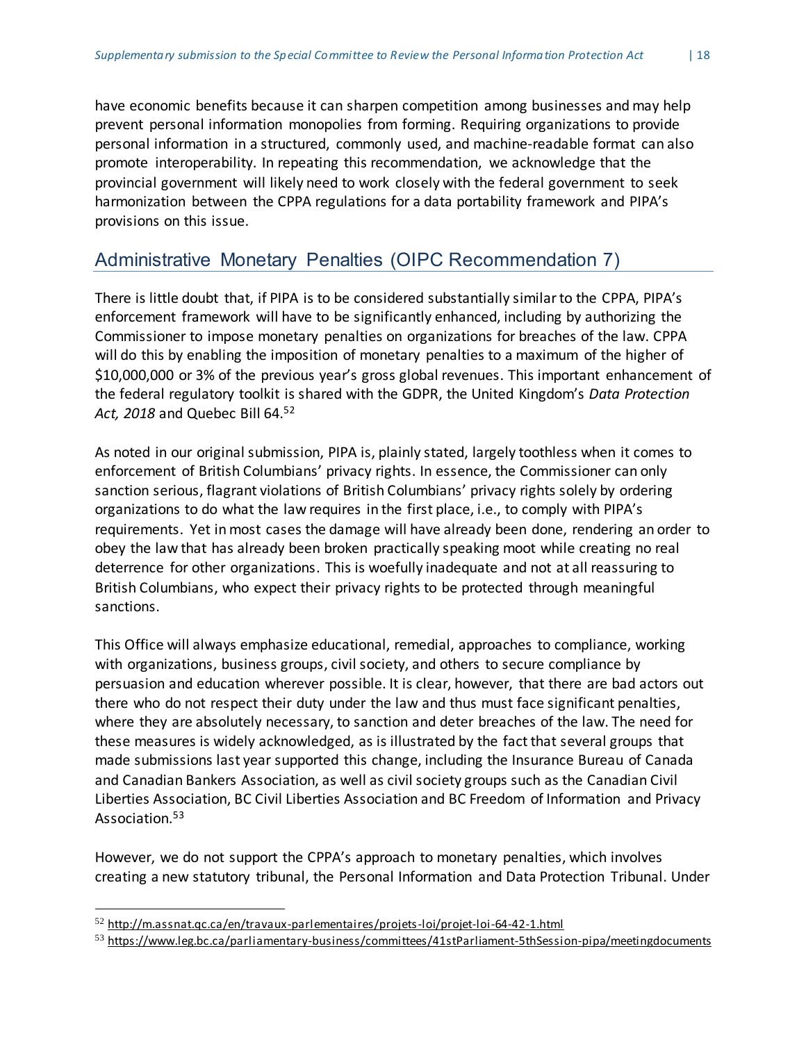have economic benefits because it can sharpen competition among businesses and may help prevent personal information monopolies from forming. Requiring organizations to provide personal information in a structured, commonly used, and machine-readable format can also promote interoperability. In repeating this recommendation, we acknowledge that the provincial government will likely need to work closely with the federal government to seek harmonization between the CPPA regulations for a data portability framework and PIPA's provisions on this issue.

## Administrative Monetary Penalties (OIPC Recommendation 7)

There is little doubt that, if PIPA is to be considered substantially similar to the CPPA, PIPA's enforcement framework will have to be significantly enhanced, including by authorizing the Commissioner to impose monetary penalties on organizations for breaches of the law. CPPA will do this by enabling the imposition of monetary penalties to a maximum of the higher of $10,000,000 or 3% of the previous year's gross global revenues. This important enhancement of the federal regulatory toolkit is shared with the GDPR, the United Kingdom's *Data Protection Act, 2018* and Quebec Bill 64.[52]

As noted in our original submission, PIPA is, plainly stated, largely toothless when it comes to enforcement of British Columbians' privacy rights. In essence, the Commissioner can only sanction serious, flagrant violations of British Columbians' privacy rights solely by ordering organizations to do what the law requires in the first place, i.e., to comply with PIPA's requirements. Yet in most cases the damage will have already been done, rendering an order to obey the law that has already been broken practically speaking moot while creating no real deterrence for other organizations. This is woefully inadequate and not at all reassuring to British Columbians, who expect their privacy rights to be protected through meaningful sanctions.

This Office will always emphasize educational, remedial, approaches to compliance, working with organizations, business groups, civil society, and others to secure compliance by persuasion and education wherever possible. It is clear, however, that there are bad actors out there who do not respect their duty under the law and thus must face significant penalties, where they are absolutely necessary, to sanction and deter breaches of the law. The need for these measures is widely acknowledged, as is illustrated by the fact that several groups that made submissions last year supported this change, including the Insurance Bureau of Canada and Canadian Bankers Association, as well as civil society groups such as the Canadian Civil Liberties Association, BC Civil Liberties Association and BC Freedom of Information and Privacy Association.[53]

However, we do not support the CPPA's approach to monetary penalties, which involves creating a new statutory tribunal, the Personal Information and Data Protection Tribunal. Under

---

[52] http://m.assnat.qc.ca/en/travaux-parlementaires/projets-loi/projet-loi-64-42-1.html

[53] https://www.leg.bc.ca/parliamentary-business/committees/41stParliament-5thSession-pipa/meetingdocuments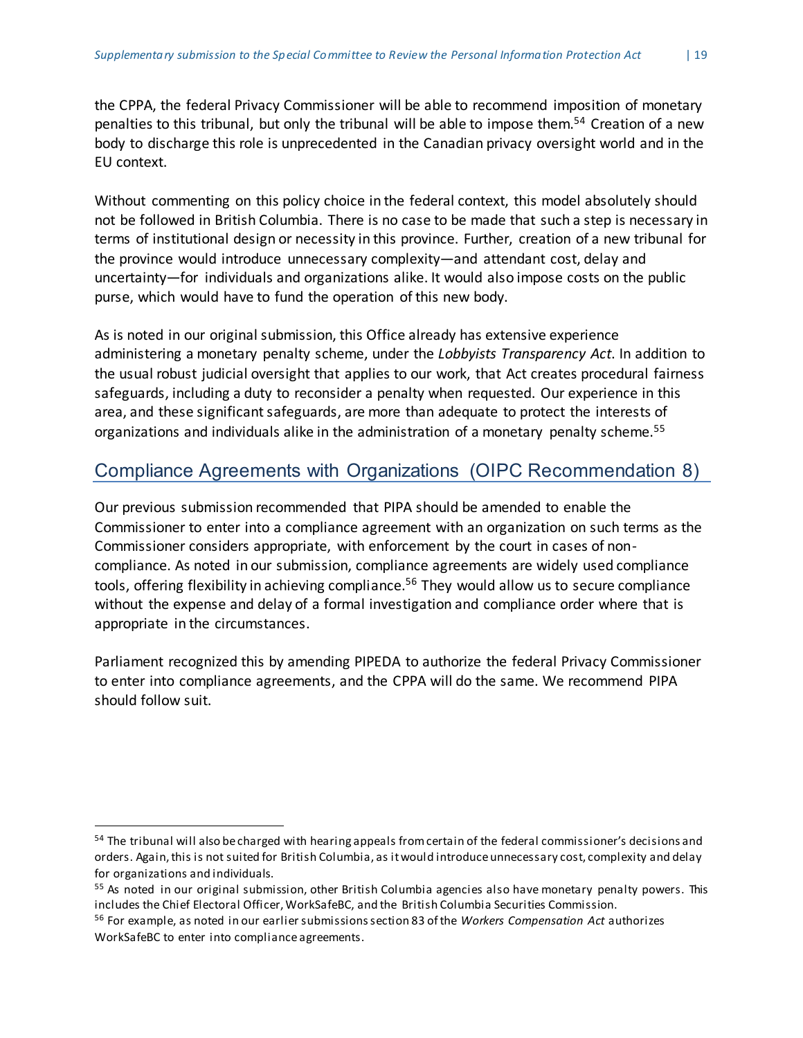the CPPA, the federal Privacy Commissioner will be able to recommend imposition of monetary penalties to this tribunal, but only the tribunal will be able to impose them.[54] Creation of a new body to discharge this role is unprecedented in the Canadian privacy oversight world and in the EU context.

Without commenting on this policy choice in the federal context, this model absolutely should not be followed in British Columbia. There is no case to be made that such a step is necessary in terms of institutional design or necessity in this province. Further, creation of a new tribunal for the province would introduce unnecessary complexity—and attendant cost, delay and uncertainty—for individuals and organizations alike. It would also impose costs on the public purse, which would have to fund the operation of this new body.

As is noted in our original submission, this Office already has extensive experience administering a monetary penalty scheme, under the *Lobbyists Transparency Act*. In addition to the usual robust judicial oversight that applies to our work, that Act creates procedural fairness safeguards, including a duty to reconsider a penalty when requested. Our experience in this area, and these significant safeguards, are more than adequate to protect the interests of organizations and individuals alike in the administration of a monetary penalty scheme.[55]

## Compliance Agreements with Organizations (OIPC Recommendation 8)

Our previous submission recommended that PIPA should be amended to enable the Commissioner to enter into a compliance agreement with an organization on such terms as the Commissioner considers appropriate, with enforcement by the court in cases of non-compliance. As noted in our submission, compliance agreements are widely used compliance tools, offering flexibility in achieving compliance.[56] They would allow us to secure compliance without the expense and delay of a formal investigation and compliance order where that is appropriate in the circumstances.

Parliament recognized this by amending PIPEDA to authorize the federal Privacy Commissioner to enter into compliance agreements, and the CPPA will do the same. We recommend PIPA should follow suit.

---

[54] The tribunal will also be charged with hearing appeals from certain of the federal commissioner's decisions and orders. Again, this is not suited for British Columbia, as it would introduce unnecessary cost, complexity and delay for organizations and individuals.

[55] As noted in our original submission, other British Columbia agencies also have monetary penalty powers. This includes the Chief Electoral Officer, WorkSafeBC, and the British Columbia Securities Commission.

[56] For example, as noted in our earlier submissions section 83 of the *Workers Compensation Act* authorizes WorkSafeBC to enter into compliance agreements.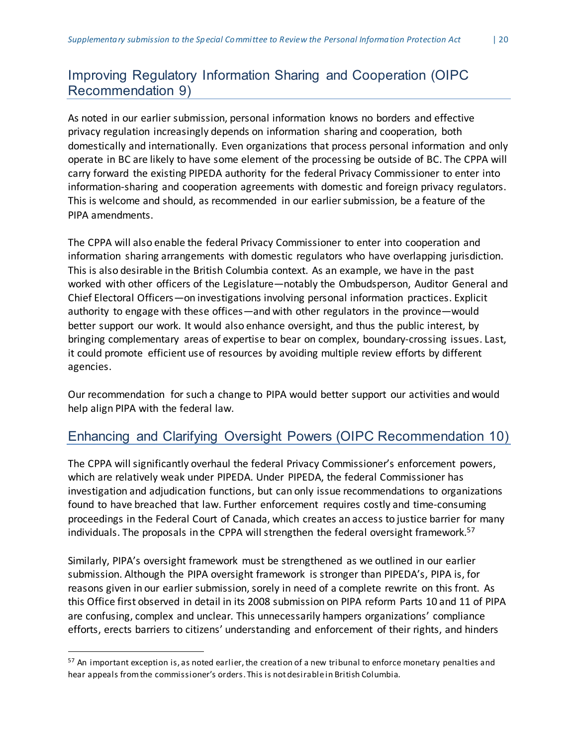## Improving Regulatory Information Sharing and Cooperation (OIPC Recommendation 9)

As noted in our earlier submission, personal information knows no borders and effective privacy regulation increasingly depends on information sharing and cooperation, both domestically and internationally. Even organizations that process personal information and only operate in BC are likely to have some element of the processing be outside of BC. The CPPA will carry forward the existing PIPEDA authority for the federal Privacy Commissioner to enter into information-sharing and cooperation agreements with domestic and foreign privacy regulators. This is welcome and should, as recommended in our earlier submission, be a feature of the PIPA amendments.

The CPPA will also enable the federal Privacy Commissioner to enter into cooperation and information sharing arrangements with domestic regulators who have overlapping jurisdiction. This is also desirable in the British Columbia context. As an example, we have in the past worked with other officers of the Legislature—notably the Ombudsperson, Auditor General and Chief Electoral Officers—on investigations involving personal information practices. Explicit authority to engage with these offices—and with other regulators in the province—would better support our work. It would also enhance oversight, and thus the public interest, by bringing complementary areas of expertise to bear on complex, boundary-crossing issues. Last, it could promote efficient use of resources by avoiding multiple review efforts by different agencies.

Our recommendation for such a change to PIPA would better support our activities and would help align PIPA with the federal law.

## Enhancing and Clarifying Oversight Powers (OIPC Recommendation 10)

The CPPA will significantly overhaul the federal Privacy Commissioner's enforcement powers, which are relatively weak under PIPEDA. Under PIPEDA, the federal Commissioner has investigation and adjudication functions, but can only issue recommendations to organizations found to have breached that law. Further enforcement requires costly and time-consuming proceedings in the Federal Court of Canada, which creates an access to justice barrier for many individuals. The proposals in the CPPA will strengthen the federal oversight framework.[57]

Similarly, PIPA's oversight framework must be strengthened as we outlined in our earlier submission. Although the PIPA oversight framework is stronger than PIPEDA's, PIPA is, for reasons given in our earlier submission, sorely in need of a complete rewrite on this front. As this Office first observed in detail in its 2008 submission on PIPA reform Parts 10 and 11 of PIPA are confusing, complex and unclear. This unnecessarily hampers organizations' compliance efforts, erects barriers to citizens' understanding and enforcement of their rights, and hinders

[57] An important exception is, as noted earlier, the creation of a new tribunal to enforce monetary penalties and hear appeals from the commissioner's orders. This is not desirable in British Columbia.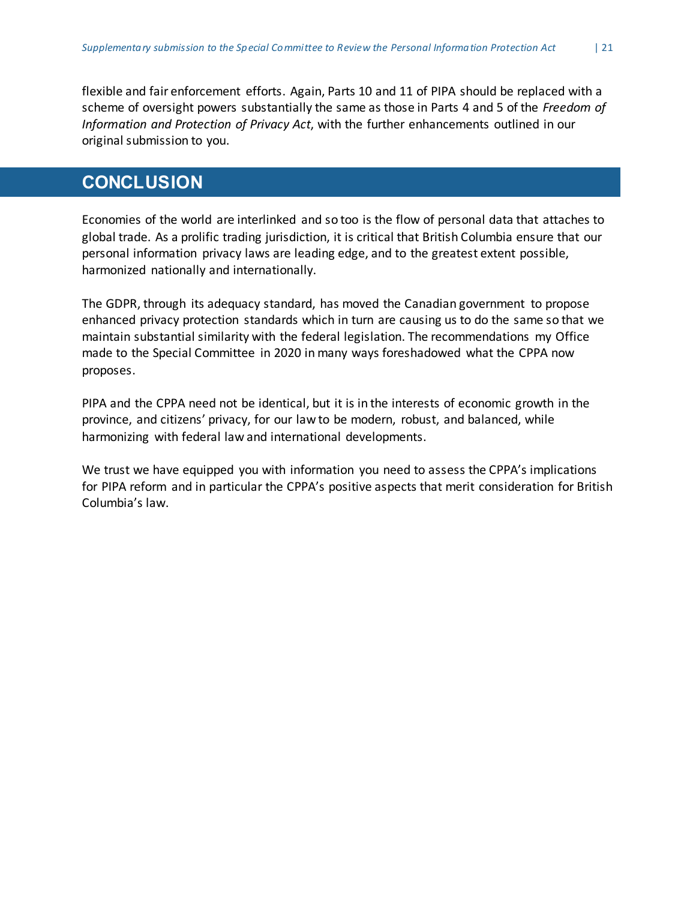flexible and fair enforcement efforts. Again, Parts 10 and 11 of PIPA should be replaced with a scheme of oversight powers substantially the same as those in Parts 4 and 5 of the *Freedom of Information and Protection of Privacy Act*, with the further enhancements outlined in our original submission to you.

## CONCLUSION

Economies of the world are interlinked and so too is the flow of personal data that attaches to global trade. As a prolific trading jurisdiction, it is critical that British Columbia ensure that our personal information privacy laws are leading edge, and to the greatest extent possible, harmonized nationally and internationally.

The GDPR, through its adequacy standard, has moved the Canadian government to propose enhanced privacy protection standards which in turn are causing us to do the same so that we maintain substantial similarity with the federal legislation. The recommendations my Office made to the Special Committee in 2020 in many ways foreshadowed what the CPPA now proposes.

PIPA and the CPPA need not be identical, but it is in the interests of economic growth in the province, and citizens' privacy, for our law to be modern, robust, and balanced, while harmonizing with federal law and international developments.

We trust we have equipped you with information you need to assess the CPPA's implications for PIPA reform and in particular the CPPA's positive aspects that merit consideration for British Columbia's law.